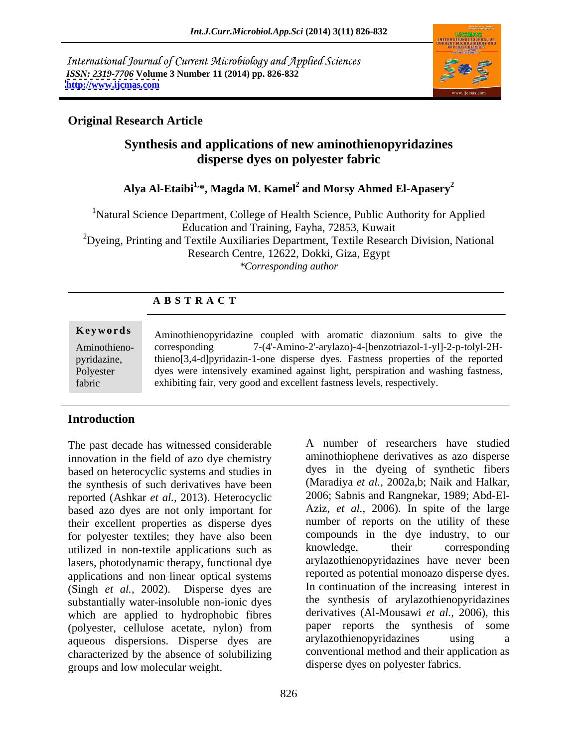International Journal of Current Microbiology and Applied Sciences
*ISSN: 2319-7706* **Volume 3 Number 11 (2014) pp. 826-832**
**http://www.ijcmas.com**

**Original Research Article**

# Synthesis and applications of new aminothienopyridazines disperse dyes on polyester fabric

**Alya Al-Etaibi[1,*], Magda M. Kamel[2] and Morsy Ahmed El-Apasery[2]**

[1]Natural Science Department, College of Health Science, Public Authority for Applied Education and Training, Fayha, 72853, Kuwait
[2]Dyeing, Printing and Textile Auxiliaries Department, Textile Research Division, National Research Centre, 12622, Dokki, Giza, Egypt
*\*Corresponding author*

## ABSTRACT

**Keywords**

Aminothieno-pyridazine, Polyester fabric

Aminothienopyridazine coupled with aromatic diazonium salts to give the corresponding 7-(4'-Amino-2'-arylazo)-4-[benzotriazol-1-yl]-2-p-tolyl-2H-thieno[3,4-d]pyridazin-1-one disperse dyes. Fastness properties of the reported dyes were intensively examined against light, perspiration and washing fastness, exhibiting fair, very good and excellent fastness levels, respectively.

## Introduction

The past decade has witnessed considerable innovation in the field of azo dye chemistry based on heterocyclic systems and studies in the synthesis of such derivatives have been reported (Ashkar *et al.,* 2013). Heterocyclic based azo dyes are not only important for their excellent properties as disperse dyes for polyester textiles; they have also been utilized in non-textile applications such as lasers, photodynamic therapy, functional dye applications and non-linear optical systems (Singh *et al.,* 2002). Disperse dyes are substantially water-insoluble non-ionic dyes which are applied to hydrophobic fibres (polyester, cellulose acetate, nylon) from aqueous dispersions. Disperse dyes are characterized by the absence of solubilizing groups and low molecular weight.

A number of researchers have studied aminothiophene derivatives as azo disperse dyes in the dyeing of synthetic fibers (Maradiya *et al.,* 2002a,b; Naik and Halkar, 2006; Sabnis and Rangnekar, 1989; Abd-El-Aziz, *et al.,* 2006). In spite of the large number of reports on the utility of these compounds in the dye industry, to our knowledge, their corresponding arylazothienopyridazines have never been reported as potential monoazo disperse dyes. In continuation of the increasing interest in the synthesis of arylazothienopyridazines derivatives (Al-Mousawi *et al.,* 2006), this paper reports the synthesis of some arylazothienopyridazines using a conventional method and their application as disperse dyes on polyester fabrics.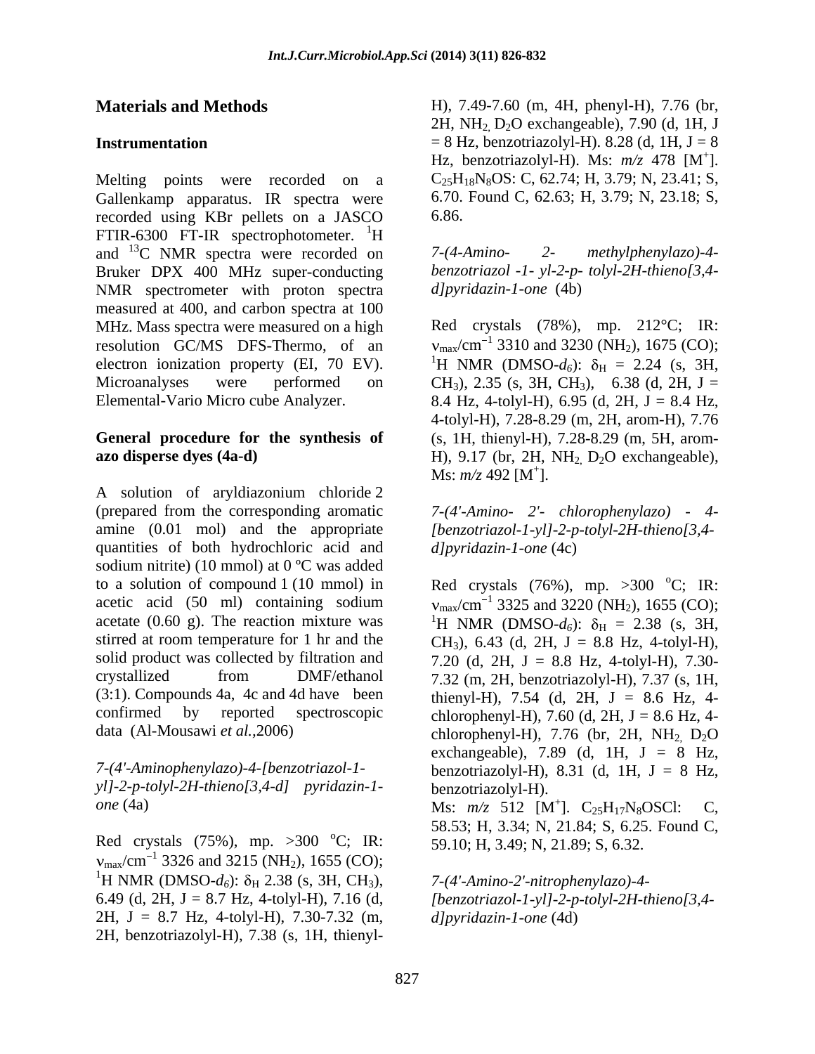## Materials and Methods

### Instrumentation

Melting points were recorded on a Gallenkamp apparatus. IR spectra were recorded using KBr pellets on a JASCO FTIR-6300 FT-IR spectrophotometer. $^{1}$H and $^{13}$C NMR spectra were recorded on Bruker DPX 400 MHz super-conducting NMR spectrometer with proton spectra measured at 400, and carbon spectra at 100 MHz. Mass spectra were measured on a high resolution GC/MS DFS-Thermo, of an electron ionization property (EI, 70 EV). Microanalyses were performed on Elemental-Vario Micro cube Analyzer.

### General procedure for the synthesis of azo disperse dyes (4a-d)

A solution of aryldiazonium chloride 2 (prepared from the corresponding aromatic amine (0.01 mol) and the appropriate quantities of both hydrochloric acid and sodium nitrite) (10 mmol) at 0 ºC was added to a solution of compound 1 (10 mmol) in acetic acid (50 ml) containing sodium acetate (0.60 g). The reaction mixture was stirred at room temperature for 1 hr and the solid product was collected by filtration and crystallized from DMF/ethanol (3:1). Compounds 4a, 4c and 4d have been confirmed by reported spectroscopic data (Al-Mousawi *et al.*,2006)

*7-(4'-Aminophenylazo)-4-[benzotriazol-1-yl]-2-p-tolyl-2H-thieno[3,4-d] pyridazin-1-one* (4a)

Red crystals (75%), mp. >300 $^{o}$C; IR: $\nu_{max}$/cm$^{-1}$ 3326 and 3215 ($NH_2$), 1655 (CO); $^{1}$H NMR (DMSO-$d_6$): $\delta_H$ 2.38 (s, 3H, $CH_3$), 6.49 (d, 2H, J = 8.7 Hz, 4-tolyl-H), 7.16 (d, 2H, J = 8.7 Hz, 4-tolyl-H), 7.30-7.32 (m, 2H, benzotriazolyl-H), 7.38 (s, 1H, thienyl-H), 7.49-7.60 (m, 4H, phenyl-H), 7.76 (br, 2H, $NH_2$, $D_2O$ exchangeable), 7.90 (d, 1H, J = 8 Hz, benzotriazolyl-H). 8.28 (d, 1H, J = 8 Hz, benzotriazolyl-H). Ms: *m/z* 478 [M$^{+}$]. $C_{25}H_{18}N_8OS$: C, 62.74; H, 3.79; N, 23.41; S, 6.70. Found C, 62.63; H, 3.79; N, 23.18; S, 6.86.

*7-(4-Amino- 2- methylphenylazo)-4-benzotriazol -1- yl-2-p- tolyl-2H-thieno[3,4-d]pyridazin-1-one* (4b)

Red crystals (78%), mp. 212°C; IR: $\nu_{max}$/cm$^{-1}$ 3310 and 3230 ($NH_2$), 1675 (CO); $^{1}$H NMR (DMSO-$d_6$): $\delta_H$ = 2.24 (s, 3H, $CH_3$), 2.35 (s, 3H, $CH_3$), 6.38 (d, 2H, J = 8.4 Hz, 4-tolyl-H), 6.95 (d, 2H, J = 8.4 Hz, 4-tolyl-H), 7.28-8.29 (m, 2H, arom-H), 7.76 (s, 1H, thienyl-H), 7.28-8.29 (m, 5H, arom-H), 9.17 (br, 2H, $NH_2$, $D_2O$ exchangeable), Ms: *m/z* 492 [M$^{+}$].

*7-(4'-Amino- 2'- chlorophenylazo) - 4-[benzotriazol-1-yl]-2-p-tolyl-2H-thieno[3,4-d]pyridazin-1-one* (4c)

Red crystals (76%), mp. >300 $^{o}$C; IR: $\nu_{max}$/cm$^{-1}$ 3325 and 3220 ($NH_2$), 1655 (CO); $^{1}$H NMR (DMSO-$d_6$): $\delta_H$ = 2.38 (s, 3H, $CH_3$), 6.43 (d, 2H, J = 8.8 Hz, 4-tolyl-H), 7.20 (d, 2H, J = 8.8 Hz, 4-tolyl-H), 7.30-7.32 (m, 2H, benzotriazolyl-H), 7.37 (s, 1H, thienyl-H), 7.54 (d, 2H, J = 8.6 Hz, 4-chlorophenyl-H), 7.60 (d, 2H, J = 8.6 Hz, 4-chlorophenyl-H), 7.76 (br, 2H, $NH_2$, $D_2O$ exchangeable), 7.89 (d, 1H, J = 8 Hz, benzotriazolyl-H), 8.31 (d, 1H, J = 8 Hz, benzotriazolyl-H).

Ms: *m/z* 512 [M$^{+}$]. $C_{25}H_{17}N_8OSCl$: C, 58.53; H, 3.34; N, 21.84; S, 6.25. Found C, 59.10; H, 3.49; N, 21.89; S, 6.32.

*7-(4'-Amino-2'-nitrophenylazo)-4-[benzotriazol-1-yl]-2-p-tolyl-2H-thieno[3,4-d]pyridazin-1-one* (4d)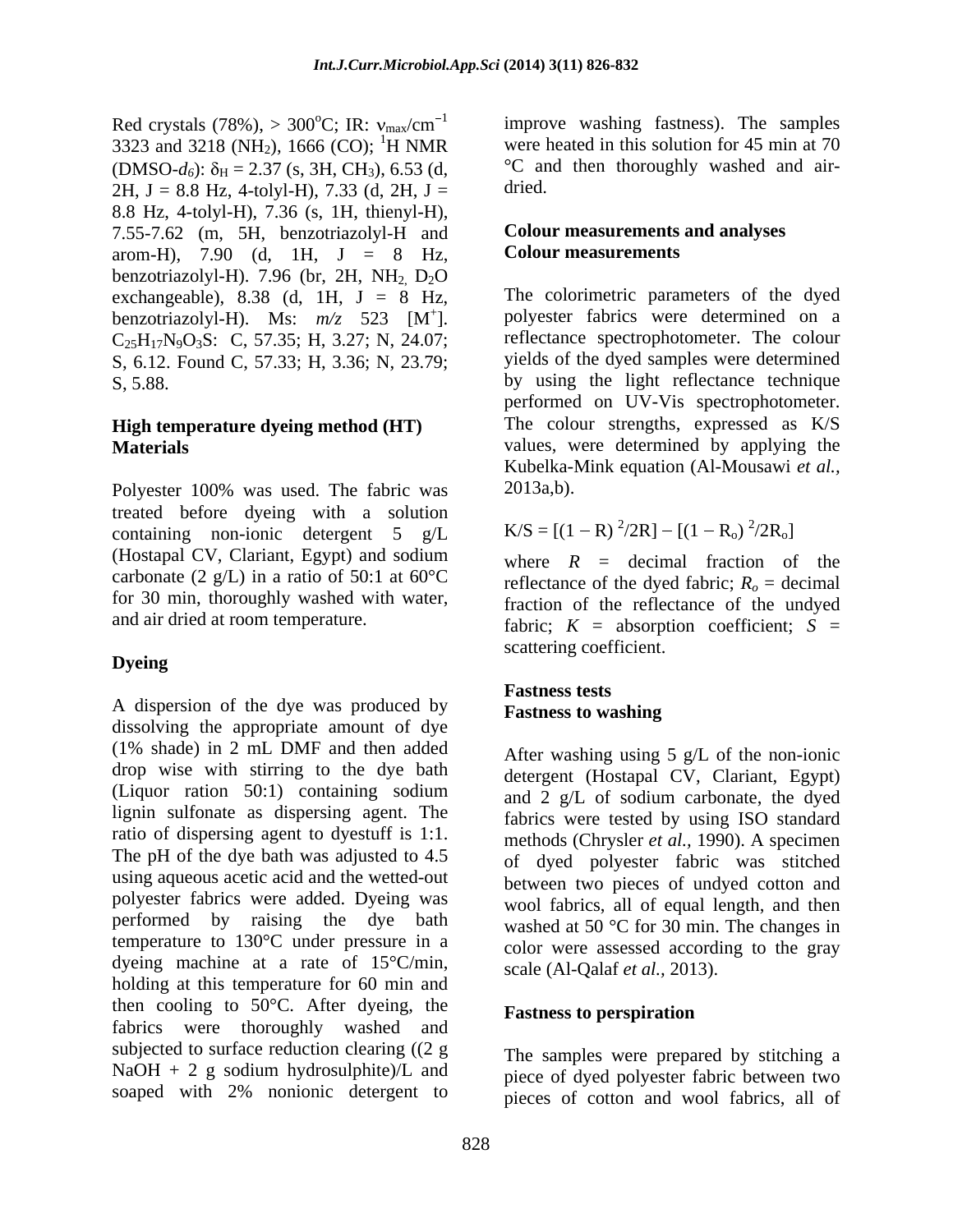Red crystals (78%), > 300°C; IR: $\nu_{max}$/cm$^{-1}$ 3323 and 3218 ($NH_2$), 1666 (CO); $^1$H NMR (DMSO-$d_6$): $\delta_H$ = 2.37 (s, 3H, $CH_3$), 6.53 (d, 2H, J = 8.8 Hz, 4-tolyl-H), 7.33 (d, 2H, J = 8.8 Hz, 4-tolyl-H), 7.36 (s, 1H, thienyl-H), 7.55-7.62 (m, 5H, benzotriazolyl-H and arom-H), 7.90 (d, 1H, J = 8 Hz, benzotriazolyl-H). 7.96 (br, 2H, $NH_2$, $D_2O$ exchangeable), 8.38 (d, 1H, J = 8 Hz, benzotriazolyl-H). Ms: *m/z* 523 [M$^+$]. $C_{25}H_{17}N_9O_3S$: C, 57.35; H, 3.27; N, 24.07; S, 6.12. Found C, 57.33; H, 3.36; N, 23.79; S, 5.88.

## High temperature dyeing method (HT)

### Materials

Polyester 100% was used. The fabric was treated before dyeing with a solution containing non-ionic detergent 5 g/L (Hostapal CV, Clariant, Egypt) and sodium carbonate (2 g/L) in a ratio of 50:1 at 60°C for 30 min, thoroughly washed with water, and air dried at room temperature.

### Dyeing

A dispersion of the dye was produced by dissolving the appropriate amount of dye (1% shade) in 2 mL DMF and then added drop wise with stirring to the dye bath (Liquor ration 50:1) containing sodium lignin sulfonate as dispersing agent. The ratio of dispersing agent to dyestuff is 1:1. The pH of the dye bath was adjusted to 4.5 using aqueous acetic acid and the wetted-out polyester fabrics were added. Dyeing was performed by raising the dye bath temperature to 130°C under pressure in a dyeing machine at a rate of 15°C/min, holding at this temperature for 60 min and then cooling to 50°C. After dyeing, the fabrics were thoroughly washed and subjected to surface reduction clearing ((2 g NaOH + 2 g sodium hydrosulphite)/L and soaped with 2% nonionic detergent to improve washing fastness). The samples were heated in this solution for 45 min at 70 °C and then thoroughly washed and air-dried.

## Colour measurements and analyses

### Colour measurements

The colorimetric parameters of the dyed polyester fabrics were determined on a reflectance spectrophotometer. The colour yields of the dyed samples were determined by using the light reflectance technique performed on UV-Vis spectrophotometer. The colour strengths, expressed as K/S values, were determined by applying the Kubelka-Mink equation (Al-Mousawi *et al.,* 2013a,b).

$$K/S = [(1 - R)^2/2R] - [(1 - R_o)^2/2R_o]$$

where $R$ = decimal fraction of the reflectance of the dyed fabric; $R_o$ = decimal fraction of the reflectance of the undyed fabric; $K$ = absorption coefficient; $S$ = scattering coefficient.

## Fastness tests

### Fastness to washing

After washing using 5 g/L of the non-ionic detergent (Hostapal CV, Clariant, Egypt) and 2 g/L of sodium carbonate, the dyed fabrics were tested by using ISO standard methods (Chrysler *et al.,* 1990). A specimen of dyed polyester fabric was stitched between two pieces of undyed cotton and wool fabrics, all of equal length, and then washed at 50 °C for 30 min. The changes in color were assessed according to the gray scale (Al-Qalaf *et al.,* 2013).

### Fastness to perspiration

The samples were prepared by stitching a piece of dyed polyester fabric between two pieces of cotton and wool fabrics, all of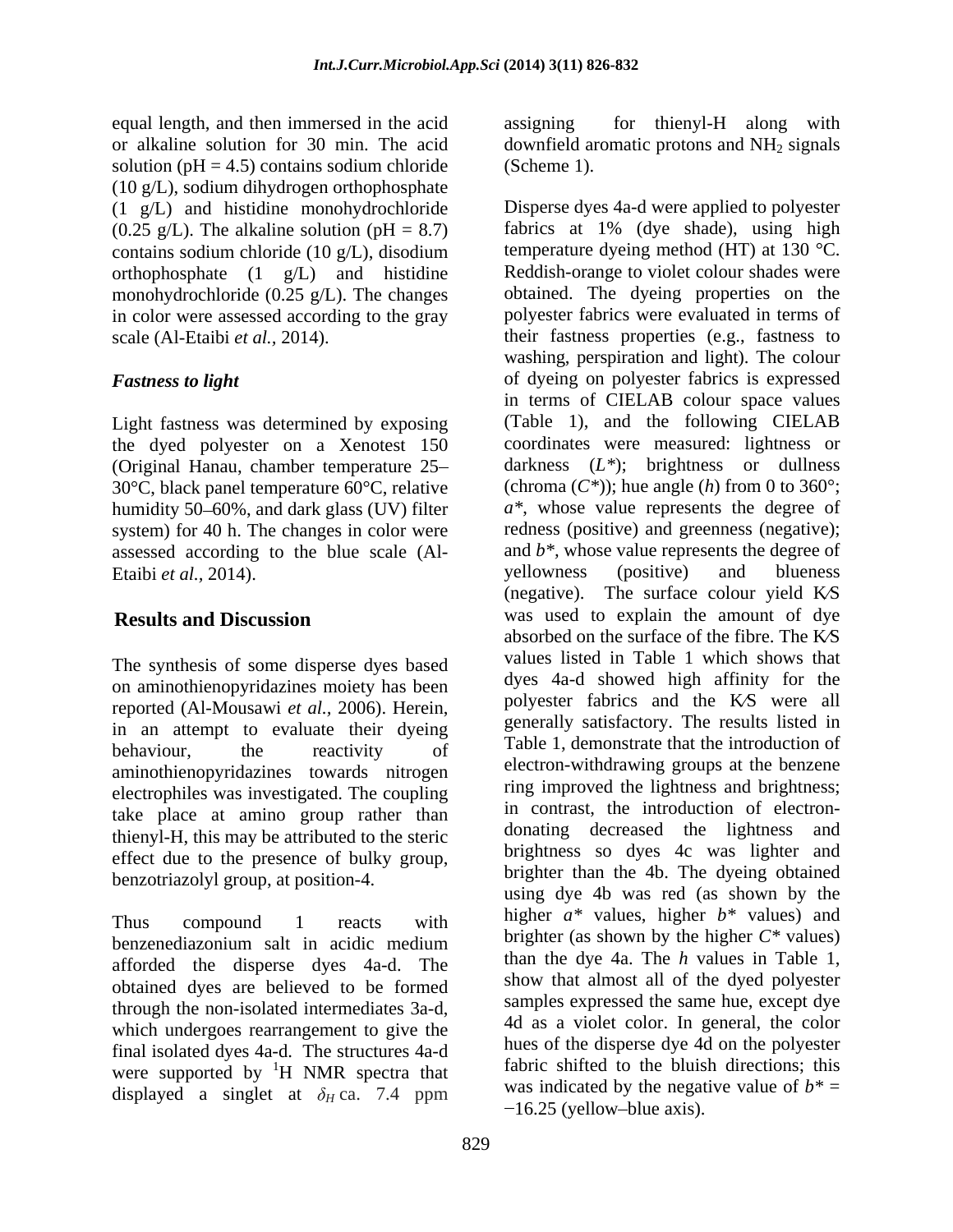equal length, and then immersed in the acid or alkaline solution for 30 min. The acid solution (pH = 4.5) contains sodium chloride (10 g/L), sodium dihydrogen orthophosphate (1 g/L) and histidine monohydrochloride (0.25 g/L). The alkaline solution (pH = 8.7) contains sodium chloride (10 g/L), disodium orthophosphate (1 g/L) and histidine monohydrochloride (0.25 g/L). The changes in color were assessed according to the gray scale (Al-Etaibi *et al.,* 2014).

***Fastness to light***

Light fastness was determined by exposing the dyed polyester on a Xenotest 150 (Original Hanau, chamber temperature 25–30°C, black panel temperature 60°C, relative humidity 50–60%, and dark glass (UV) filter system) for 40 h. The changes in color were assessed according to the blue scale (Al-Etaibi *et al.,* 2014).

## Results and Discussion

The synthesis of some disperse dyes based on aminothienopyridazines moiety has been reported (Al-Mousawi *et al.,* 2006). Herein, in an attempt to evaluate their dyeing behaviour, the reactivity of aminothienopyridazines towards nitrogen electrophiles was investigated. The coupling take place at amino group rather than thienyl-H, this may be attributed to the steric effect due to the presence of bulky group, benzotriazolyl group, at position-4.

Thus compound 1 reacts with benzenediazonium salt in acidic medium afforded the disperse dyes 4a-d. The obtained dyes are believed to be formed through the non-isolated intermediates 3a-d, which undergoes rearrangement to give the final isolated dyes 4a-d. The structures 4a-d were supported by $^{1}$H NMR spectra that displayed a singlet at $\delta_H$ ca. 7.4 ppm assigning for thienyl-H along with downfield aromatic protons and $NH_2$ signals (Scheme 1).

Disperse dyes 4a-d were applied to polyester fabrics at 1% (dye shade), using high temperature dyeing method (HT) at 130 °C. Reddish-orange to violet colour shades were obtained. The dyeing properties on the polyester fabrics were evaluated in terms of their fastness properties (e.g., fastness to washing, perspiration and light). The colour of dyeing on polyester fabrics is expressed in terms of CIELAB colour space values (Table 1), and the following CIELAB coordinates were measured: lightness or darkness ($L^*$); brightness or dullness (chroma ($C^*$)); hue angle ($h$) from 0 to 360°; $a^*$, whose value represents the degree of redness (positive) and greenness (negative); and $b^*$, whose value represents the degree of yellowness (positive) and blueness (negative). The surface colour yield $K/S$ was used to explain the amount of dye absorbed on the surface of the fibre. The $K/S$ values listed in Table 1 which shows that dyes 4a-d showed high affinity for the polyester fabrics and the $K/S$ were all generally satisfactory. The results listed in Table 1, demonstrate that the introduction of electron-withdrawing groups at the benzene ring improved the lightness and brightness; in contrast, the introduction of electron-donating decreased the lightness and brightness so dyes 4c was lighter and brighter than the 4b. The dyeing obtained using dye 4b was red (as shown by the higher $a^*$ values, higher $b^*$ values) and brighter (as shown by the higher $C^*$ values) than the dye 4a. The $h$ values in Table 1, show that almost all of the dyed polyester samples expressed the same hue, except dye 4d as a violet color. In general, the color hues of the disperse dye 4d on the polyester fabric shifted to the bluish directions; this was indicated by the negative value of $b^* = -16.25$ (yellow–blue axis).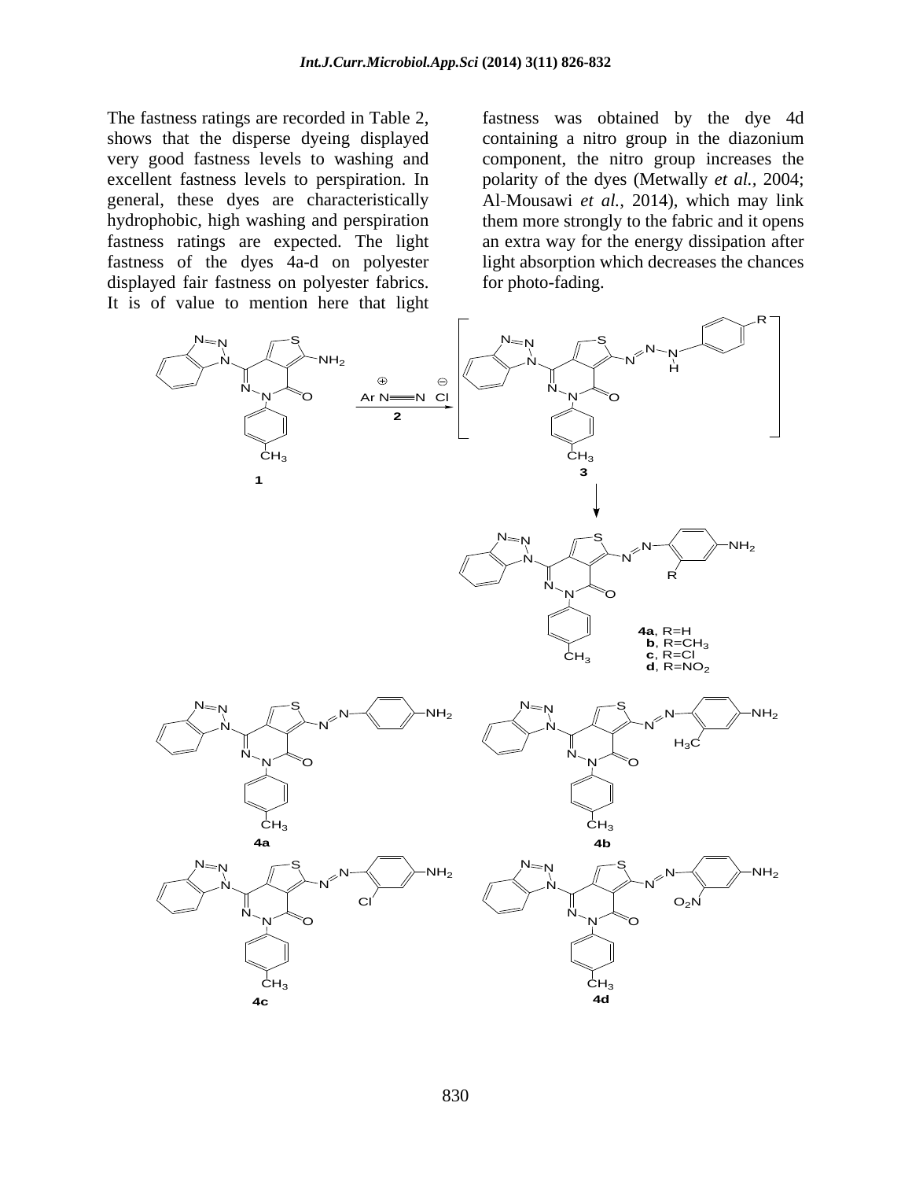The fastness ratings are recorded in Table 2, shows that the disperse dyeing displayed very good fastness levels to washing and excellent fastness levels to perspiration. In general, these dyes are characteristically hydrophobic, high washing and perspiration fastness ratings are expected. The light fastness of the dyes 4a-d on polyester displayed fair fastness on polyester fabrics. It is of value to mention here that light fastness was obtained by the dye 4d containing a nitro group in the diazonium component, the nitro group increases the polarity of the dyes (Metwally *et al.,* 2004; Al-Mousawi *et al.,* 2014), which may link them more strongly to the fabric and it opens an extra way for the energy dissipation after light absorption which decreases the chances for photo-fading.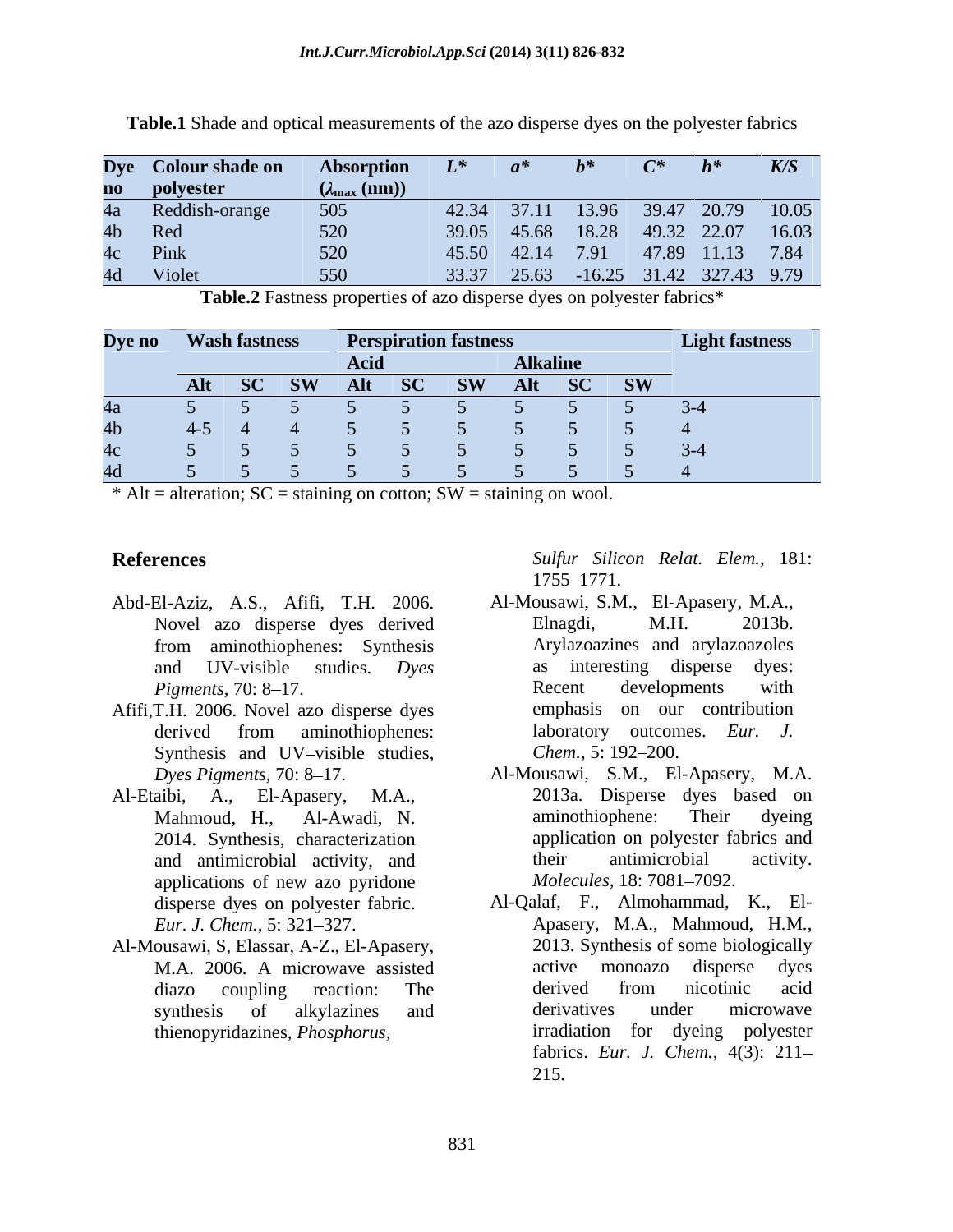**Table.1** Shade and optical measurements of the azo disperse dyes on the polyester fabrics

| Dye no | Colour shade on polyester | Absorption ($\lambda_{max}$ (nm)) | *L** | *a** | *b** | *C** | *h** | *K/S* |
|---|---|---|---|---|---|---|---|---|
| 4a | Reddish-orange | 505 | 42.34 | 37.11 | 13.96 | 39.47 | 20.79 | 10.05 |
| 4b | Red | 520 | 39.05 | 45.68 | 18.28 | 49.32 | 22.07 | 16.03 |
| 4c | Pink | 520 | 45.50 | 42.14 | 7.91 | 47.89 | 11.13 | 7.84 |
| 4d | Violet | 550 | 33.37 | 25.63 | -16.25 | 31.42 | 327.43 | 9.79 |

**Table.2** Fastness properties of azo disperse dyes on polyester fabrics*

| Dye no | Wash fastness | | | Perspiration fastness | | | | | | Light fastness |
|---|---|---|---|---|---|---|---|---|---|---|
| | | | | Acid | | | Alkaline | | | |
| | Alt | SC | SW | Alt | SC | SW | Alt | SC | SW | |
| 4a | 5 | 5 | 5 | 5 | 5 | 5 | 5 | 5 | 5 | 3-4 |
| 4b | 4-5 | 4 | 4 | 5 | 5 | 5 | 5 | 5 | 5 | 4 |
| 4c | 5 | 5 | 5 | 5 | 5 | 5 | 5 | 5 | 5 | 3-4 |
| 4d | 5 | 5 | 5 | 5 | 5 | 5 | 5 | 5 | 5 | 4 |

* Alt = alteration; SC = staining on cotton; SW = staining on wool.

## References

Abd-El-Aziz, A.S., Afifi, T.H. 2006. Novel azo disperse dyes derived from aminothiophenes: Synthesis and UV-visible studies. *Dyes Pigments,* 70: 8–17.

Afifi,T.H. 2006. Novel azo disperse dyes derived from aminothiophenes: Synthesis and UV–visible studies, *Dyes Pigments*, 70: 8–17.

Al-Etaibi, A., El-Apasery, M.A., Mahmoud, H., Al-Awadi, N. 2014. Synthesis, characterization and antimicrobial activity, and applications of new azo pyridone disperse dyes on polyester fabric. *Eur. J. Chem.,* 5: 321–327.

Al-Mousawi, S, Elassar, A-Z., El-Apasery, M.A. 2006. A microwave assisted diazo coupling reaction: The synthesis of alkylazines and thienopyridazines, *Phosphorus, Sulfur Silicon Relat. Elem.,* 181: 1755–1771.

Al-Mousawi, S.M., El-Apasery, M.A., Elnagdi, M.H. 2013b. Arylazoazines and arylazoazoles as interesting disperse dyes: Recent developments with emphasis on our contribution laboratory outcomes. *Eur. J. Chem.*, 5: 192–200.

Al-Mousawi, S.M., El-Apasery, M.A. 2013a. Disperse dyes based on aminothiophene: Their dyeing application on polyester fabrics and their antimicrobial activity. *Molecules,* 18: 7081–7092.

Al-Qalaf, F., Almohammad, K., El-Apasery, M.A., Mahmoud, H.M., 2013. Synthesis of some biologically active monoazo disperse dyes derived from nicotinic acid derivatives under microwave irradiation for dyeing polyester fabrics. *Eur. J. Chem.,* 4(3): 211–215.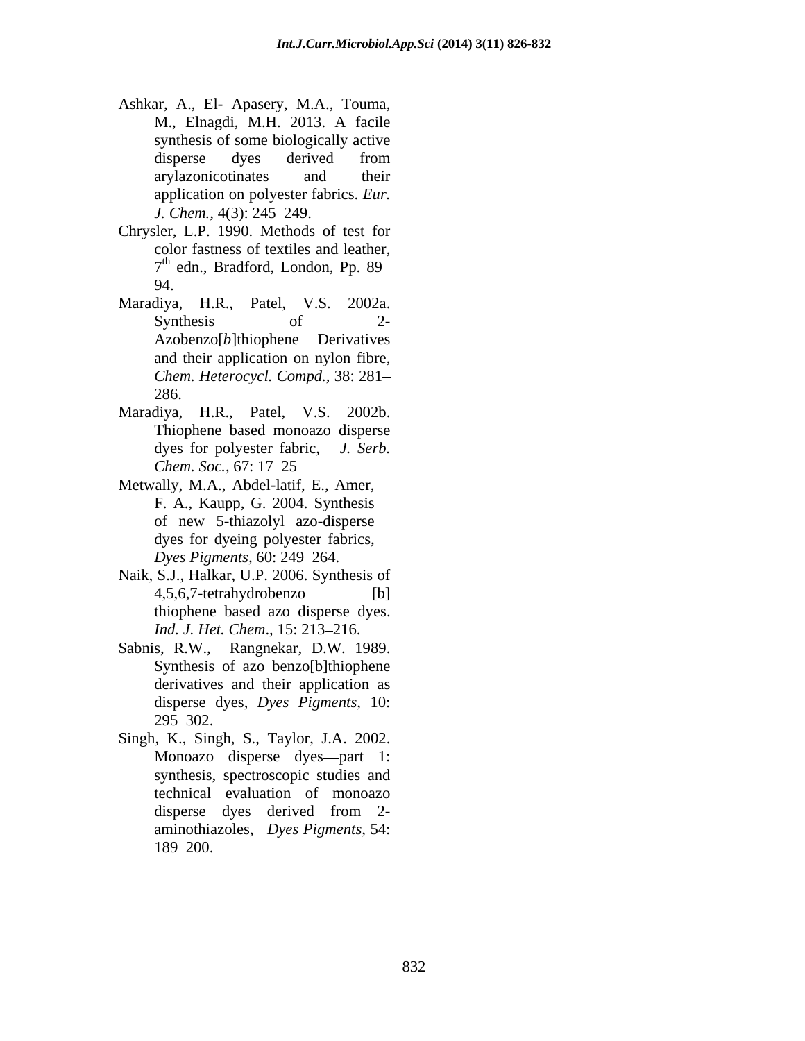Ashkar, A., El- Apasery, M.A., Touma, M., Elnagdi, M.H. 2013. A facile synthesis of some biologically active disperse dyes derived from arylazonicotinates and their application on polyester fabrics. *Eur. J. Chem.,* 4(3): 245–249.

Chrysler, L.P. 1990. Methods of test for color fastness of textiles and leather, $7^{th}$ edn., Bradford, London, Pp. 89–94.

Maradiya, H.R., Patel, V.S. 2002a. Synthesis of 2-Azobenzo[*b*]thiophene Derivatives and their application on nylon fibre, *Chem. Heterocycl. Compd.,* 38: 281–286.

Maradiya, H.R., Patel, V.S. 2002b. Thiophene based monoazo disperse dyes for polyester fabric, *J. Serb. Chem. Soc.,* 67: 17–25

Metwally, M.A., Abdel-latif, E., Amer, F. A., Kaupp, G. 2004. Synthesis of new 5-thiazolyl azo-disperse dyes for dyeing polyester fabrics, *Dyes Pigments,* 60: 249–264.

Naik, S.J., Halkar, U.P. 2006. Synthesis of 4,5,6,7-tetrahydrobenzo [b] thiophene based azo disperse dyes. *Ind. J. Het. Chem*., 15: 213–216.

Sabnis, R.W., Rangnekar, D.W. 1989. Synthesis of azo benzo[b]thiophene derivatives and their application as disperse dyes, *Dyes Pigments*, 10: 295–302.

Singh, K., Singh, S., Taylor, J.A. 2002. Monoazo disperse dyes—part 1: synthesis, spectroscopic studies and technical evaluation of monoazo disperse dyes derived from 2-aminothiazoles, *Dyes Pigments*, 54: 189–200.